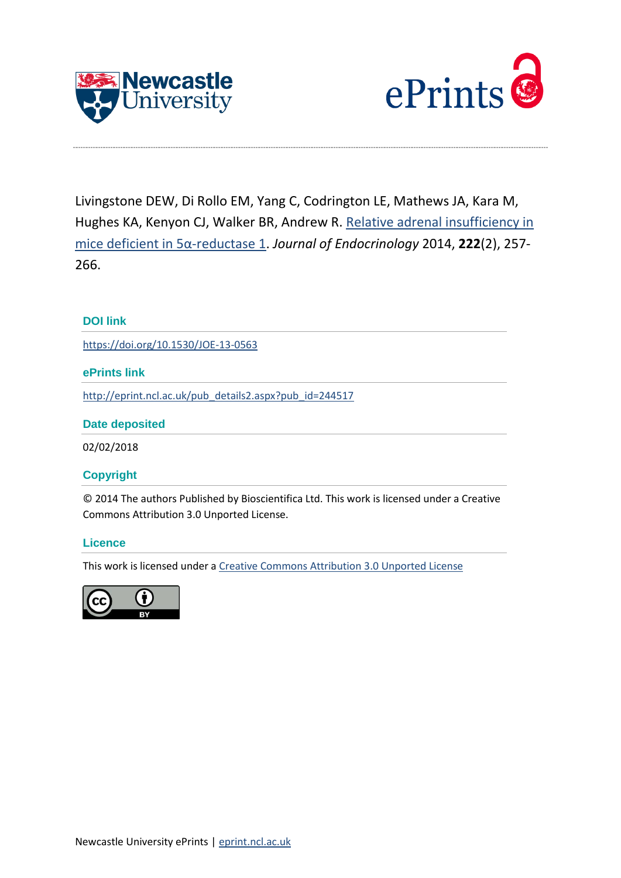Livingstone DEW, Di Rollo EM, Yang C, Codrington LE, Mathews JA, Kara M, Hughes KA, Kenyon CJ, Walker BR, Andrew R. Relative adrenal insufficiency in mice deficient in 5α-reductase 1. *Journal of Endocrinology* 2014, **222**(2), 257-266.

### DOI link

https://doi.org/10.1530/JOE-13-0563

### ePrints link

http://eprint.ncl.ac.uk/pub_details2.aspx?pub_id=244517

### Date deposited

02/02/2018

### Copyright

© 2014 The authors Published by Bioscientifica Ltd. This work is licensed under a Creative Commons Attribution 3.0 Unported License.

### Licence

This work is licensed under a Creative Commons Attribution 3.0 Unported License

Newcastle University ePrints | eprint.ncl.ac.uk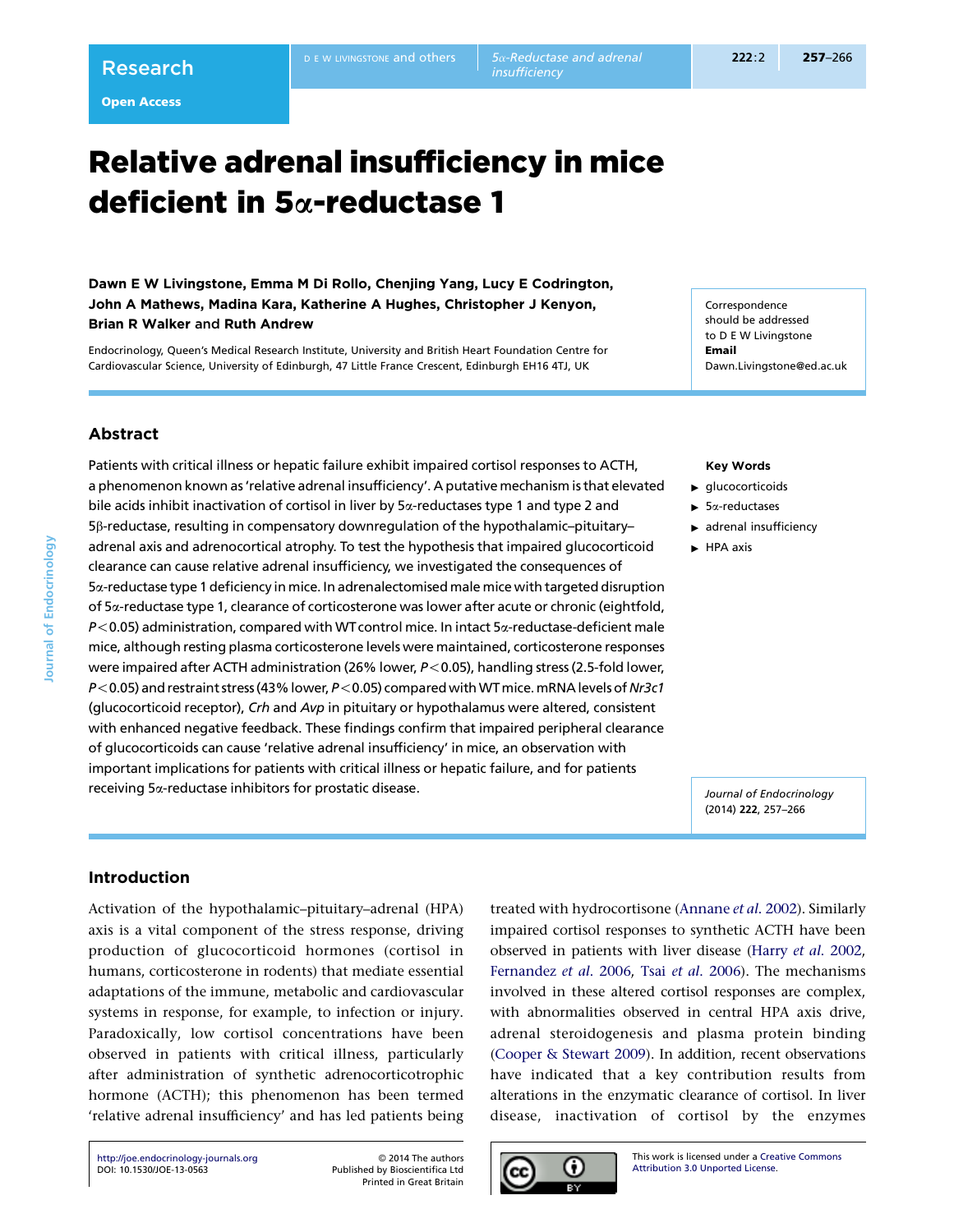Research

Open Access

# Relative adrenal insufficiency in mice deficient in 5α-reductase 1

**Dawn E W Livingstone, Emma M Di Rollo, Chenjing Yang, Lucy E Codrington, John A Mathews, Madina Kara, Katherine A Hughes, Christopher J Kenyon, Brian R Walker and Ruth Andrew**

Endocrinology, Queen's Medical Research Institute, University and British Heart Foundation Centre for Cardiovascular Science, University of Edinburgh, 47 Little France Crescent, Edinburgh EH16 4TJ, UK

Correspondence should be addressed to D E W Livingstone
**Email**
Dawn.Livingstone@ed.ac.uk

## Abstract

Patients with critical illness or hepatic failure exhibit impaired cortisol responses to ACTH, a phenomenon known as 'relative adrenal insufficiency'. A putative mechanism is that elevated bile acids inhibit inactivation of cortisol in liver by 5α-reductases type 1 and type 2 and 5β-reductase, resulting in compensatory downregulation of the hypothalamic–pituitary–adrenal axis and adrenocortical atrophy. To test the hypothesis that impaired glucocorticoid clearance can cause relative adrenal insufficiency, we investigated the consequences of 5α-reductase type 1 deficiency in mice. In adrenalectomised male mice with targeted disruption of 5α-reductase type 1, clearance of corticosterone was lower after acute or chronic (eightfold, $P<0.05$) administration, compared with WT control mice. In intact 5α-reductase-deficient male mice, although resting plasma corticosterone levels were maintained, corticosterone responses were impaired after ACTH administration (26% lower, $P<0.05$), handling stress (2.5-fold lower, $P<0.05$) and restraint stress (43% lower, $P<0.05$) compared with WT mice. mRNA levels of *Nr3c1* (glucocorticoid receptor), *Crh* and *Avp* in pituitary or hypothalamus were altered, consistent with enhanced negative feedback. These findings confirm that impaired peripheral clearance of glucocorticoids can cause 'relative adrenal insufficiency' in mice, an observation with important implications for patients with critical illness or hepatic failure, and for patients receiving 5α-reductase inhibitors for prostatic disease.

**Key Words**

- glucocorticoids
- 5α-reductases
- adrenal insufficiency
- HPA axis

*Journal of Endocrinology*
(2014) **222**, 257–266

## Introduction

Activation of the hypothalamic–pituitary–adrenal (HPA) axis is a vital component of the stress response, driving production of glucocorticoid hormones (cortisol in humans, corticosterone in rodents) that mediate essential adaptations of the immune, metabolic and cardiovascular systems in response, for example, to infection or injury. Paradoxically, low cortisol concentrations have been observed in patients with critical illness, particularly after administration of synthetic adrenocorticotrophic hormone (ACTH); this phenomenon has been termed 'relative adrenal insufficiency' and has led patients being treated with hydrocortisone (Annane *et al*. 2002). Similarly impaired cortisol responses to synthetic ACTH have been observed in patients with liver disease (Harry *et al*. 2002, Fernandez *et al*. 2006, Tsai *et al*. 2006). The mechanisms involved in these altered cortisol responses are complex, with abnormalities observed in central HPA axis drive, adrenal steroidogenesis and plasma protein binding (Cooper & Stewart 2009). In addition, recent observations have indicated that a key contribution results from alterations in the enzymatic clearance of cortisol. In liver disease, inactivation of cortisol by the enzymes

http://joe.endocrinology-journals.org
DOI: 10.1530/JOE-13-0563

© 2014 The authors
Published by Bioscientifica Ltd
Printed in Great Britain

This work is licensed under a Creative Commons Attribution 3.0 Unported License.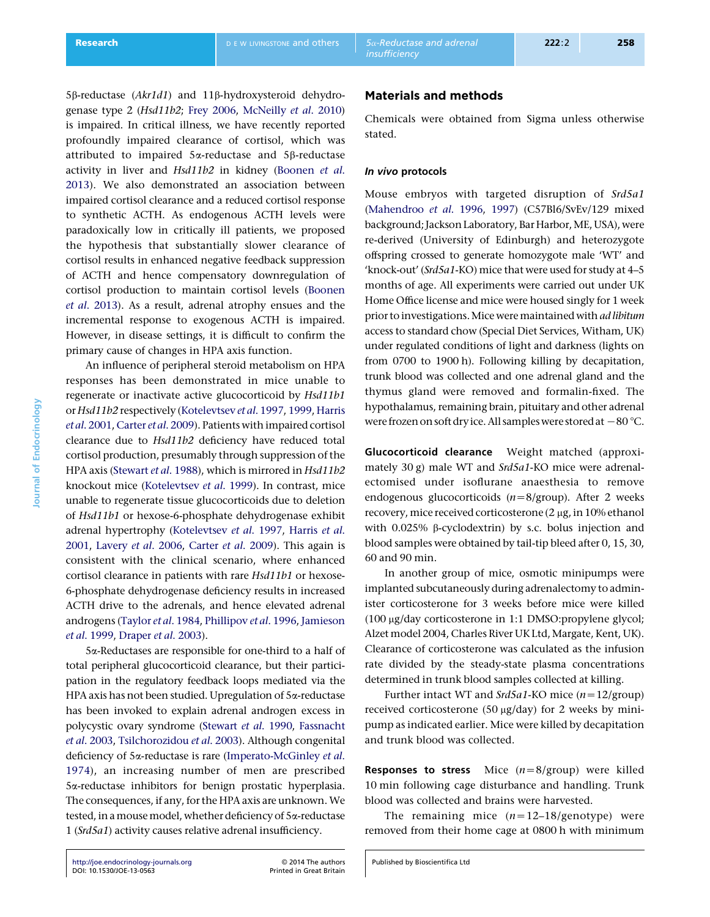5β-reductase (*Akr1d1*) and 11β-hydroxysteroid dehydrogenase type 2 (*Hsd11b2*; Frey 2006, McNeilly *et al.* 2010) is impaired. In critical illness, we have recently reported profoundly impaired clearance of cortisol, which was attributed to impaired 5α-reductase and 5β-reductase activity in liver and *Hsd11b2* in kidney (Boonen *et al.* 2013). We also demonstrated an association between impaired cortisol clearance and a reduced cortisol response to synthetic ACTH. As endogenous ACTH levels were paradoxically low in critically ill patients, we proposed the hypothesis that substantially slower clearance of cortisol results in enhanced negative feedback suppression of ACTH and hence compensatory downregulation of cortisol production to maintain cortisol levels (Boonen *et al.* 2013). As a result, adrenal atrophy ensues and the incremental response to exogenous ACTH is impaired. However, in disease settings, it is difficult to confirm the primary cause of changes in HPA axis function.

An influence of peripheral steroid metabolism on HPA responses has been demonstrated in mice unable to regenerate or inactivate active glucocorticoid by *Hsd11b1* or *Hsd11b2* respectively (Kotelevtsev *et al.* 1997, 1999, Harris *et al.* 2001, Carter *et al.* 2009). Patients with impaired cortisol clearance due to *Hsd11b2* deficiency have reduced total cortisol production, presumably through suppression of the HPA axis (Stewart *et al.* 1988), which is mirrored in *Hsd11b2* knockout mice (Kotelevtsev *et al.* 1999). In contrast, mice unable to regenerate tissue glucocorticoids due to deletion of *Hsd11b1* or hexose-6-phosphate dehydrogenase exhibit adrenal hypertrophy (Kotelevtsev *et al.* 1997, Harris *et al.* 2001, Lavery *et al.* 2006, Carter *et al.* 2009). This again is consistent with the clinical scenario, where enhanced cortisol clearance in patients with rare *Hsd11b1* or hexose-6-phosphate dehydrogenase deficiency results in increased ACTH drive to the adrenals, and hence elevated adrenal androgens (Taylor *et al.* 1984, Phillipov *et al.* 1996, Jamieson *et al.* 1999, Draper *et al.* 2003).

5α-Reductases are responsible for one-third to a half of total peripheral glucocorticoid clearance, but their participation in the regulatory feedback loops mediated via the HPA axis has not been studied. Upregulation of 5α-reductase has been invoked to explain adrenal androgen excess in polycystic ovary syndrome (Stewart *et al.* 1990, Fassnacht *et al.* 2003, Tsilchorozidou *et al.* 2003). Although congenital deficiency of 5α-reductase is rare (Imperato-McGinley *et al.* 1974), an increasing number of men are prescribed 5α-reductase inhibitors for benign prostatic hyperplasia. The consequences, if any, for the HPA axis are unknown. We tested, in a mouse model, whether deficiency of 5α-reductase 1 (*Srd5a1*) activity causes relative adrenal insufficiency.

## Materials and methods

Chemicals were obtained from Sigma unless otherwise stated.

### *In vivo* protocols

Mouse embryos with targeted disruption of *Srd5a1* (Mahendroo *et al.* 1996, 1997) (C57Bl6/SvEv/129 mixed background; Jackson Laboratory, Bar Harbor, ME, USA), were re-derived (University of Edinburgh) and heterozygote offspring crossed to generate homozygote male 'WT' and 'knock-out' (*Srd5a1*-KO) mice that were used for study at 4–5 months of age. All experiments were carried out under UK Home Office license and mice were housed singly for 1 week prior to investigations. Mice were maintained with *ad libitum* access to standard chow (Special Diet Services, Witham, UK) under regulated conditions of light and darkness (lights on from 0700 to 1900 h). Following killing by decapitation, trunk blood was collected and one adrenal gland and the thymus gland were removed and formalin-fixed. The hypothalamus, remaining brain, pituitary and other adrenal were frozen on soft dry ice. All samples were stored at −80 °C.

**Glucocorticoid clearance** Weight matched (approximately 30 g) male WT and *Srd5a1*-KO mice were adrenalectomised under isoflurane anaesthesia to remove endogenous glucocorticoids ($n=8$/group). After 2 weeks recovery, mice received corticosterone (2 μg, in 10% ethanol with 0.025% β-cyclodextrin) by s.c. bolus injection and blood samples were obtained by tail-tip bleed after 0, 15, 30, 60 and 90 min.

In another group of mice, osmotic minipumps were implanted subcutaneously during adrenalectomy to administer corticosterone for 3 weeks before mice were killed (100 μg/day corticosterone in 1:1 DMSO:propylene glycol; Alzet model 2004, Charles River UK Ltd, Margate, Kent, UK). Clearance of corticosterone was calculated as the infusion rate divided by the steady-state plasma concentrations determined in trunk blood samples collected at killing.

Further intact WT and *Srd5a1*-KO mice ($n=12$/group) received corticosterone (50 μg/day) for 2 weeks by minipump as indicated earlier. Mice were killed by decapitation and trunk blood was collected.

**Responses to stress** Mice ($n=8$/group) were killed 10 min following cage disturbance and handling. Trunk blood was collected and brains were harvested.

The remaining mice ($n=12$–18/genotype) were removed from their home cage at 0800 h with minimum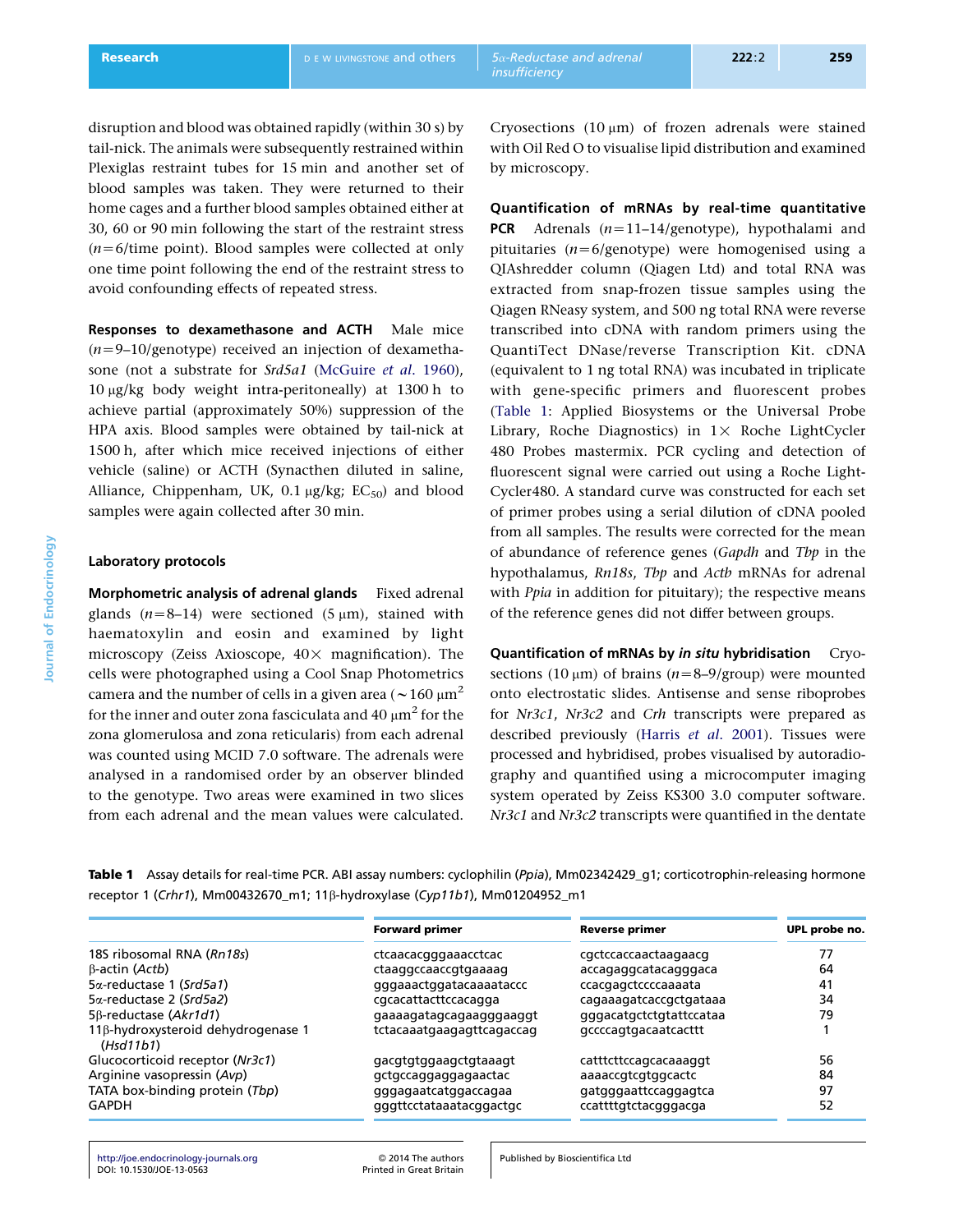disruption and blood was obtained rapidly (within 30 s) by tail-nick. The animals were subsequently restrained within Plexiglas restraint tubes for 15 min and another set of blood samples was taken. They were returned to their home cages and a further blood samples obtained either at 30, 60 or 90 min following the start of the restraint stress ($n$=6/time point). Blood samples were collected at only one time point following the end of the restraint stress to avoid confounding effects of repeated stress.

**Responses to dexamethasone and ACTH** Male mice ($n$=9–10/genotype) received an injection of dexamethasone (not a substrate for *Srd5a1* (McGuire *et al*. 1960), 10 μg/kg body weight intra-peritoneally) at 1300 h to achieve partial (approximately 50%) suppression of the HPA axis. Blood samples were obtained by tail-nick at 1500 h, after which mice received injections of either vehicle (saline) or ACTH (Synacthen diluted in saline, Alliance, Chippenham, UK, 0.1 μg/kg; $EC_{50}$) and blood samples were again collected after 30 min.

### Laboratory protocols

**Morphometric analysis of adrenal glands** Fixed adrenal glands ($n$=8–14) were sectioned (5 μm), stained with haematoxylin and eosin and examined by light microscopy (Zeiss Axioscope, 40× magnification). The cells were photographed using a Cool Snap Photometrics camera and the number of cells in a given area (∼160 $\mu m^2$ for the inner and outer zona fasciculata and 40 $\mu m^2$ for the zona glomerulosa and zona reticularis) from each adrenal was counted using MCID 7.0 software. The adrenals were analysed in a randomised order by an observer blinded to the genotype. Two areas were examined in two slices from each adrenal and the mean values were calculated.

Cryosections (10 μm) of frozen adrenals were stained with Oil Red O to visualise lipid distribution and examined by microscopy.

**Quantification of mRNAs by real-time quantitative PCR** Adrenals ($n$=11–14/genotype), hypothalami and pituitaries ($n$=6/genotype) were homogenised using a QIAshredder column (Qiagen Ltd) and total RNA was extracted from snap-frozen tissue samples using the Qiagen RNeasy system, and 500 ng total RNA were reverse transcribed into cDNA with random primers using the QuantiTect DNase/reverse Transcription Kit. cDNA (equivalent to 1 ng total RNA) was incubated in triplicate with gene-specific primers and fluorescent probes (Table 1: Applied Biosystems or the Universal Probe Library, Roche Diagnostics) in 1× Roche LightCycler 480 Probes mastermix. PCR cycling and detection of fluorescent signal were carried out using a Roche LightCycler480. A standard curve was constructed for each set of primer probes using a serial dilution of cDNA pooled from all samples. The results were corrected for the mean of abundance of reference genes (*Gapdh* and *Tbp* in the hypothalamus, *Rn18s*, *Tbp* and *Actb* mRNAs for adrenal with *Ppia* in addition for pituitary); the respective means of the reference genes did not differ between groups.

**Quantification of mRNAs by *in situ* hybridisation** Cryosections (10 μm) of brains ($n$=8–9/group) were mounted onto electrostatic slides. Antisense and sense riboprobes for *Nr3c1*, *Nr3c2* and *Crh* transcripts were prepared as described previously (Harris *et al*. 2001). Tissues were processed and hybridised, probes visualised by autoradiography and quantified using a microcomputer imaging system operated by Zeiss KS300 3.0 computer software. *Nr3c1* and *Nr3c2* transcripts were quantified in the dentate

**Table 1** Assay details for real-time PCR. ABI assay numbers: cyclophilin (*Ppia*), Mm02342429_g1; corticotrophin-releasing hormone receptor 1 (*Crhr1*), Mm00432670_m1; 11β-hydroxylase (*Cyp11b1*), Mm01204952_m1

| | Forward primer | Reverse primer | UPL probe no. |
|---|---|---|---|
| 18S ribosomal RNA (*Rn18s*) | ctcaacacgggaaacctcac | cgctccaccaactaagaacg | 77 |
| β-actin (*Actb*) | ctaaggccaaccgtgaaaag | accagaggcatacagggaca | 64 |
| 5α-reductase 1 (*Srd5a1*) | gggaaactggatacaaaataccc | ccacgagctccccaaaata | 41 |
| 5α-reductase 2 (*Srd5a2*) | cgcacattacttccacagga | cagaaagatcaccgctgataaa | 34 |
| 5β-reductase (*Akr1d1*) | gaaaagatagcagaagggaaggt | gggacatgctctgtattccataa | 79 |
| 11β-hydroxysteroid dehydrogenase 1 (*Hsd11b1*) | tctacaaatgaagagttcagaccag | gccccagtgacaatcacttt | 1 |
| Glucocorticoid receptor (*Nr3c1*) | gacgtgtggaagctgtaaagt | catttcttccagcacaaaggt | 56 |
| Arginine vasopressin (*Avp*) | gctgccaggaggagaactac | aaaaccgtcgtggcactc | 84 |
| TATA box-binding protein (*Tbp*) | gggagaatcatggaccagaa | gatgggaattccaggagtca | 97 |
| GAPDH | gggttcctataaatacggactgc | ccattttgtctacgggacga | 52 |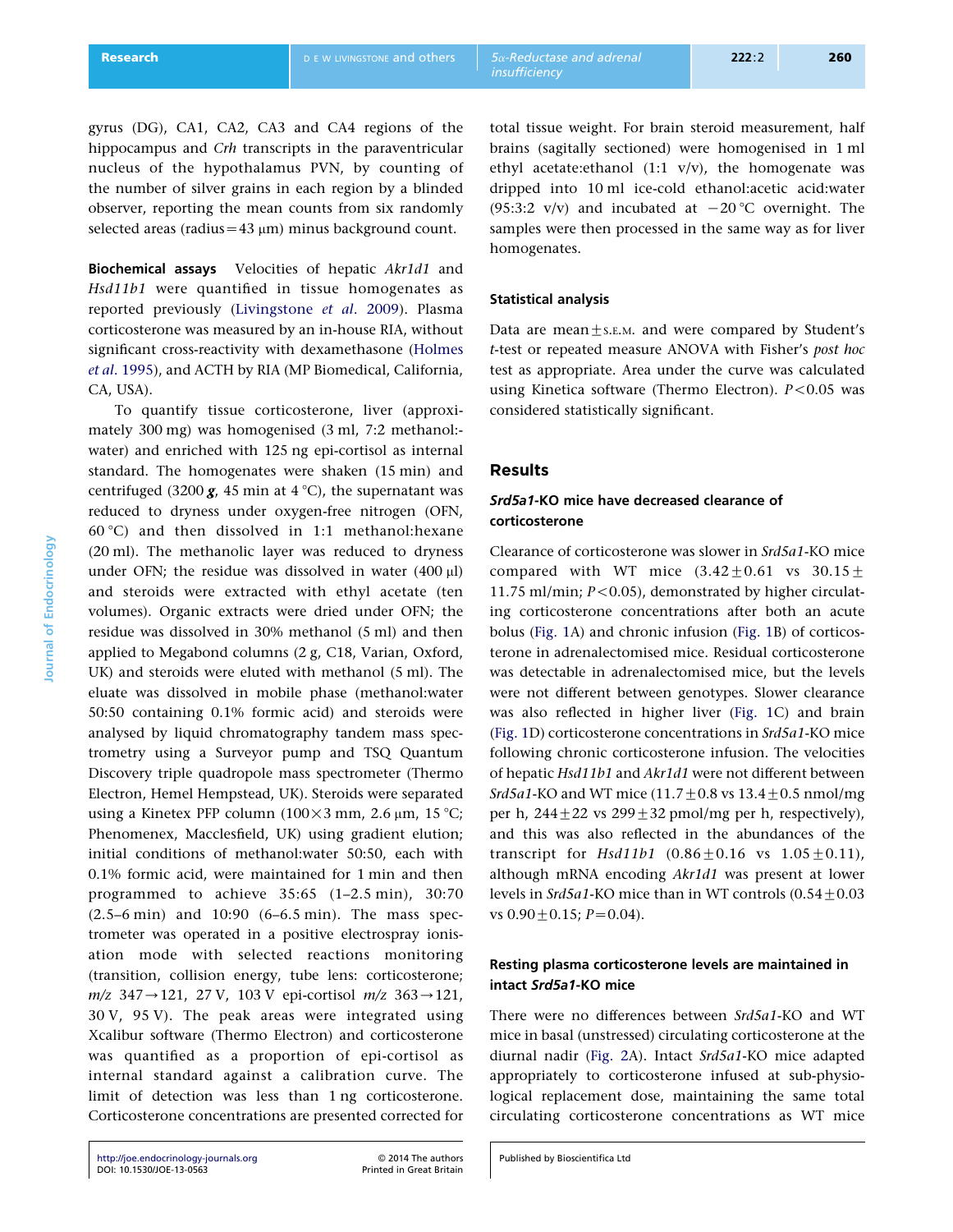gyrus (DG), CA1, CA2, CA3 and CA4 regions of the hippocampus and *Crh* transcripts in the paraventricular nucleus of the hypothalamus PVN, by counting of the number of silver grains in each region by a blinded observer, reporting the mean counts from six randomly selected areas (radius = 43 μm) minus background count.

**Biochemical assays** Velocities of hepatic *Akr1d1* and *Hsd11b1* were quantified in tissue homogenates as reported previously (Livingstone *et al*. 2009). Plasma corticosterone was measured by an in-house RIA, without significant cross-reactivity with dexamethasone (Holmes *et al*. 1995), and ACTH by RIA (MP Biomedical, California, CA, USA).

To quantify tissue corticosterone, liver (approximately 300 mg) was homogenised (3 ml, 7:2 methanol:water) and enriched with 125 ng epi-cortisol as internal standard. The homogenates were shaken (15 min) and centrifuged (3200 ***g***, 45 min at 4 °C), the supernatant was reduced to dryness under oxygen-free nitrogen (OFN, 60 °C) and then dissolved in 1:1 methanol:hexane (20 ml). The methanolic layer was reduced to dryness under OFN; the residue was dissolved in water (400 μl) and steroids were extracted with ethyl acetate (ten volumes). Organic extracts were dried under OFN; the residue was dissolved in 30% methanol (5 ml) and then applied to Megabond columns (2 g, C18, Varian, Oxford, UK) and steroids were eluted with methanol (5 ml). The eluate was dissolved in mobile phase (methanol:water 50:50 containing 0.1% formic acid) and steroids were analysed by liquid chromatography tandem mass spectrometry using a Surveyor pump and TSQ Quantum Discovery triple quadropole mass spectrometer (Thermo Electron, Hemel Hempstead, UK). Steroids were separated using a Kinetex PFP column (100×3 mm, 2.6 μm, 15 °C; Phenomenex, Macclesfield, UK) using gradient elution; initial conditions of methanol:water 50:50, each with 0.1% formic acid, were maintained for 1 min and then programmed to achieve 35:65 (1–2.5 min), 30:70 (2.5–6 min) and 10:90 (6–6.5 min). The mass spectrometer was operated in a positive electrospray ionisation mode with selected reactions monitoring (transition, collision energy, tube lens: corticosterone; $m/z$ 347→121, 27 V, 103 V epi-cortisol $m/z$ 363→121, 30 V, 95 V). The peak areas were integrated using Xcalibur software (Thermo Electron) and corticosterone was quantified as a proportion of epi-cortisol as internal standard against a calibration curve. The limit of detection was less than 1 ng corticosterone. Corticosterone concentrations are presented corrected for total tissue weight. For brain steroid measurement, half brains (sagitally sectioned) were homogenised in 1 ml ethyl acetate:ethanol (1:1 v/v), the homogenate was dripped into 10 ml ice-cold ethanol:acetic acid:water (95:3:2 v/v) and incubated at −20 °C overnight. The samples were then processed in the same way as for liver homogenates.

### Statistical analysis

Data are mean ± s.e.m. and were compared by Student's *t*-test or repeated measure ANOVA with Fisher's *post hoc* test as appropriate. Area under the curve was calculated using Kinetica software (Thermo Electron). $P<0.05$ was considered statistically significant.

## Results

### *Srd5a1*-KO mice have decreased clearance of corticosterone

Clearance of corticosterone was slower in *Srd5a1*-KO mice compared with WT mice (3.42 ± 0.61 vs 30.15 ± 11.75 ml/min; $P<0.05$), demonstrated by higher circulating corticosterone concentrations after both an acute bolus (Fig. 1A) and chronic infusion (Fig. 1B) of corticosterone in adrenalectomised mice. Residual corticosterone was detectable in adrenalectomised mice, but the levels were not different between genotypes. Slower clearance was also reflected in higher liver (Fig. 1C) and brain (Fig. 1D) corticosterone concentrations in *Srd5a1*-KO mice following chronic corticosterone infusion. The velocities of hepatic *Hsd11b1* and *Akr1d1* were not different between *Srd5a1*-KO and WT mice (11.7 ± 0.8 vs 13.4 ± 0.5 nmol/mg per h, 244 ± 22 vs 299 ± 32 pmol/mg per h, respectively), and this was also reflected in the abundances of the transcript for *Hsd11b1* (0.86 ± 0.16 vs 1.05 ± 0.11), although mRNA encoding *Akr1d1* was present at lower levels in *Srd5a1*-KO mice than in WT controls (0.54 ± 0.03 vs 0.90 ± 0.15; $P=0.04$).

### Resting plasma corticosterone levels are maintained in intact *Srd5a1*-KO mice

There were no differences between *Srd5a1*-KO and WT mice in basal (unstressed) circulating corticosterone at the diurnal nadir (Fig. 2A). Intact *Srd5a1*-KO mice adapted appropriately to corticosterone infused at sub-physiological replacement dose, maintaining the same total circulating corticosterone concentrations as WT mice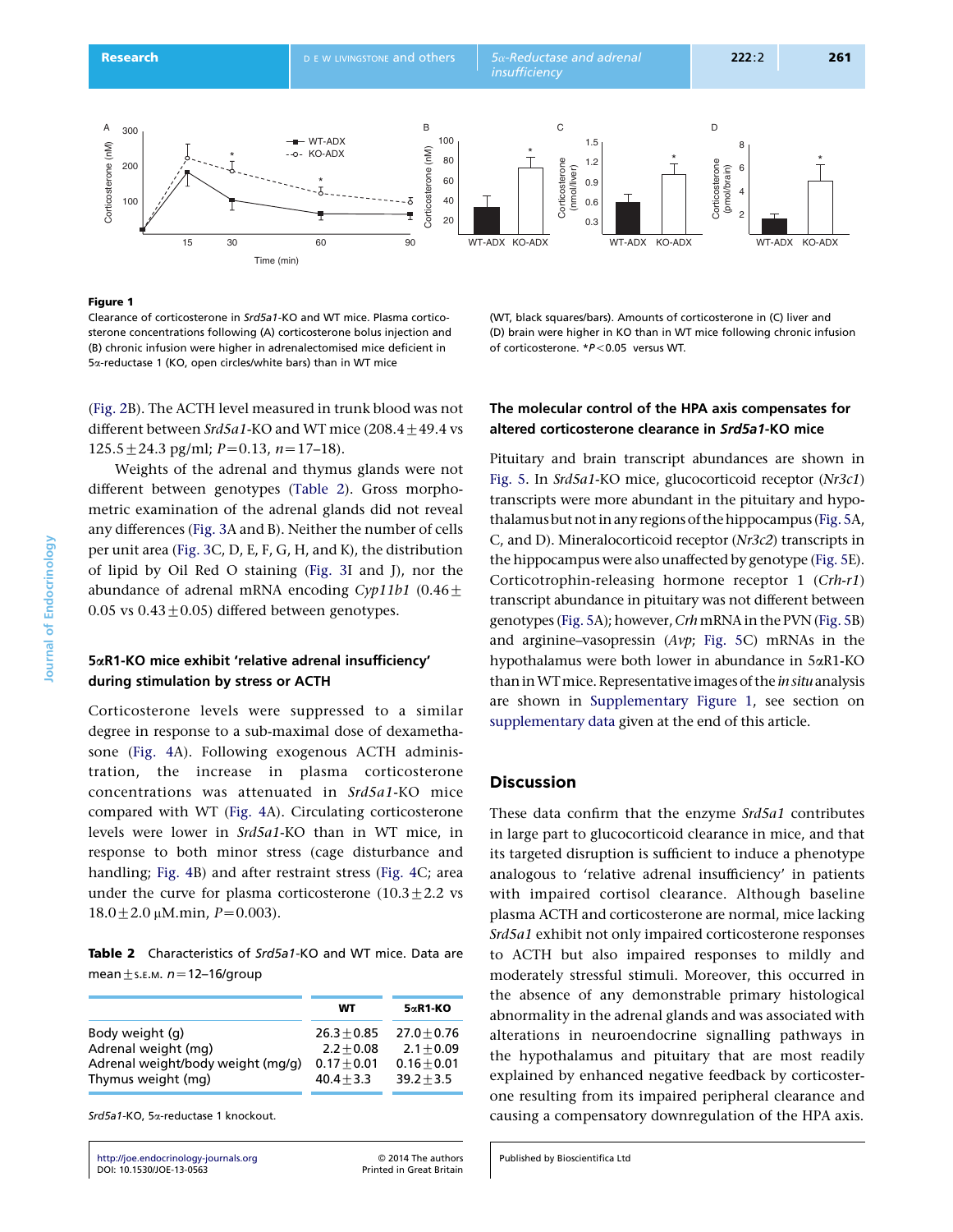A

Corticosterone (nM)

300

200

100

15 30 60 90

Time (min)

WT-ADX

KO-ADX

B

Corticosterone (nM)

100

80

60

40

20

WT-ADX KO-ADX

C

Corticosterone (nmol/liver)

1.5

1.2

0.9

0.6

0.3

WT-ADX KO-ADX

D

Corticosterone (pmol/brain)

8

6

4

2

WT-ADX KO-ADX

**Figure 1**

Clearance of corticosterone in *Srd5a1*-KO and WT mice. Plasma corticosterone concentrations following (A) corticosterone bolus injection and (B) chronic infusion were higher in adrenalectomised mice deficient in 5α-reductase 1 (KO, open circles/white bars) than in WT mice (WT, black squares/bars). Amounts of corticosterone in (C) liver and (D) brain were higher in KO than in WT mice following chronic infusion of corticosterone. \*$P<0.05$ versus WT.

(Fig. 2B). The ACTH level measured in trunk blood was not different between *Srd5a1*-KO and WT mice (208.4±49.4 vs 125.5±24.3 pg/ml; $P=0.13$, $n=17$–18).

Weights of the adrenal and thymus glands were not different between genotypes (Table 2). Gross morphometric examination of the adrenal glands did not reveal any differences (Fig. 3A and B). Neither the number of cells per unit area (Fig. 3C, D, E, F, G, H, and K), the distribution of lipid by Oil Red O staining (Fig. 3I and J), nor the abundance of adrenal mRNA encoding *Cyp11b1* (0.46±0.05 vs 0.43±0.05) differed between genotypes.

### 5αR1-KO mice exhibit 'relative adrenal insufficiency' during stimulation by stress or ACTH

Corticosterone levels were suppressed to a similar degree in response to a sub-maximal dose of dexamethasone (Fig. 4A). Following exogenous ACTH administration, the increase in plasma corticosterone concentrations was attenuated in *Srd5a1*-KO mice compared with WT (Fig. 4A). Circulating corticosterone levels were lower in *Srd5a1*-KO than in WT mice, in response to both minor stress (cage disturbance and handling; Fig. 4B) and after restraint stress (Fig. 4C; area under the curve for plasma corticosterone (10.3±2.2 vs 18.0±2.0 μM.min, $P=0.003$).

**Table 2** Characteristics of *Srd5a1*-KO and WT mice. Data are mean±s.e.m. $n=12$–16/group

| | WT | 5αR1-KO |
|---|---|---|
| Body weight (g) | 26.3±0.85 | 27.0±0.76 |
| Adrenal weight (mg) | 2.2±0.08 | 2.1±0.09 |
| Adrenal weight/body weight (mg/g) | 0.17±0.01 | 0.16±0.01 |
| Thymus weight (mg) | 40.4±3.3 | 39.2±3.5 |

*Srd5a1*-KO, 5α-reductase 1 knockout.

### The molecular control of the HPA axis compensates for altered corticosterone clearance in *Srd5a1*-KO mice

Pituitary and brain transcript abundances are shown in Fig. 5. In *Srd5a1*-KO mice, glucocorticoid receptor (*Nr3c1*) transcripts were more abundant in the pituitary and hypothalamus but not in any regions of the hippocampus (Fig. 5A, C, and D). Mineralocorticoid receptor (*Nr3c2*) transcripts in the hippocampus were also unaffected by genotype (Fig. 5E). Corticotrophin-releasing hormone receptor 1 (*Crh-r1*) transcript abundance in pituitary was not different between genotypes (Fig. 5A); however, *Crh* mRNA in the PVN (Fig. 5B) and arginine–vasopressin (*Avp*; Fig. 5C) mRNAs in the hypothalamus were both lower in abundance in 5αR1-KO than in WT mice. Representative images of the *in situ* analysis are shown in Supplementary Figure 1, see section on supplementary data given at the end of this article.

## Discussion

These data confirm that the enzyme *Srd5a1* contributes in large part to glucocorticoid clearance in mice, and that its targeted disruption is sufficient to induce a phenotype analogous to 'relative adrenal insufficiency' in patients with impaired cortisol clearance. Although baseline plasma ACTH and corticosterone are normal, mice lacking *Srd5a1* exhibit not only impaired corticosterone responses to ACTH but also impaired responses to mildly and moderately stressful stimuli. Moreover, this occurred in the absence of any demonstrable primary histological abnormality in the adrenal glands and was associated with alterations in neuroendocrine signalling pathways in the hypothalamus and pituitary that are most readily explained by enhanced negative feedback by corticosterone resulting from its impaired peripheral clearance and causing a compensatory downregulation of the HPA axis.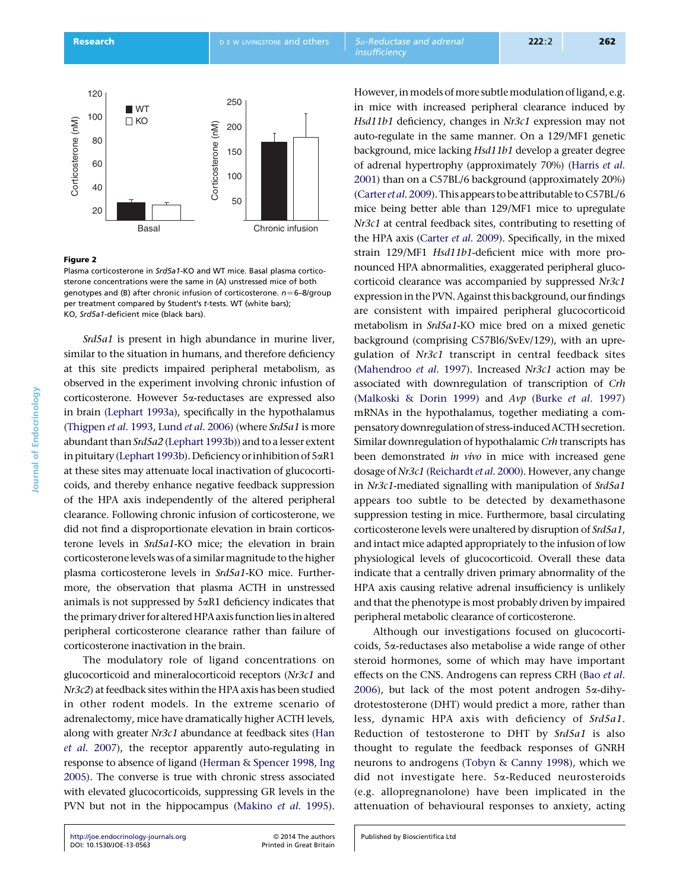120
100
80
60
40
20
Corticosterone (nM)
WT
KO
Basal

250
200
150
100
50
Corticosterone (nM)
Chronic infusion

**Figure 2**
Plasma corticosterone in *Srd5a1*-KO and WT mice. Basal plasma corticosterone concentrations were the same in (A) unstressed mice of both genotypes and (B) after chronic infusion of corticosterone. $n$=6–8/group per treatment compared by Student's $t$-tests. WT (white bars); KO, *Srd5a1*-deficient mice (black bars).

*Srd5a1* is present in high abundance in murine liver, similar to the situation in humans, and therefore deficiency at this site predicts impaired peripheral metabolism, as observed in the experiment involving chronic infusion of corticosterone. However 5α-reductases are expressed also in brain (Lephart 1993a), specifically in the hypothalamus (Thigpen *et al*. 1993, Lund *et al*. 2006) (where *Srd5a1* is more abundant than *Srd5a2* (Lephart 1993b)) and to a lesser extent in pituitary (Lephart 1993b). Deficiency or inhibition of 5αR1 at these sites may attenuate local inactivation of glucocorticoids, and thereby enhance negative feedback suppression of the HPA axis independently of the altered peripheral clearance. Following chronic infusion of corticosterone, we did not find a disproportionate elevation in brain corticosterone levels in *Srd5a1*-KO mice; the elevation in brain corticosterone levels was of a similar magnitude to the higher plasma corticosterone levels in *Srd5a1*-KO mice. Furthermore, the observation that plasma ACTH in unstressed animals is not suppressed by 5αR1 deficiency indicates that the primary driver for altered HPA axis function lies in altered peripheral corticosterone clearance rather than failure of corticosterone inactivation in the brain.

The modulatory role of ligand concentrations on glucocorticoid and mineralocorticoid receptors (*Nr3c1* and *Nr3c2*) at feedback sites within the HPA axis has been studied in other rodent models. In the extreme scenario of adrenalectomy, mice have dramatically higher ACTH levels, along with greater *Nr3c1* abundance at feedback sites (Han *et al*. 2007), the receptor apparently auto-regulating in response to absence of ligand (Herman & Spencer 1998, Ing 2005). The converse is true with chronic stress associated with elevated glucocorticoids, suppressing GR levels in the PVN but not in the hippocampus (Makino *et al*. 1995). However, in models of more subtle modulation of ligand, e.g. in mice with increased peripheral clearance induced by *Hsd11b1* deficiency, changes in *Nr3c1* expression may not auto-regulate in the same manner. On a 129/MF1 genetic background, mice lacking *Hsd11b1* develop a greater degree of adrenal hypertrophy (approximately 70%) (Harris *et al*. 2001) than on a C57BL/6 background (approximately 20%) (Carter *et al*. 2009). This appears to be attributable to C57BL/6 mice being better able than 129/MF1 mice to upregulate *Nr3c1* at central feedback sites, contributing to resetting of the HPA axis (Carter *et al*. 2009). Specifically, in the mixed strain 129/MF1 *Hsd11b1*-deficient mice with more pronounced HPA abnormalities, exaggerated peripheral glucocorticoid clearance was accompanied by suppressed *Nr3c1* expression in the PVN. Against this background, our findings are consistent with impaired peripheral glucocorticoid metabolism in *Srd5a1*-KO mice bred on a mixed genetic background (comprising C57Bl6/SvEv/129), with an upregulation of *Nr3c1* transcript in central feedback sites (Mahendroo *et al*. 1997). Increased *Nr3c1* action may be associated with downregulation of transcription of *Crh* (Malkoski & Dorin 1999) and *Avp* (Burke *et al*. 1997) mRNAs in the hypothalamus, together mediating a compensatory downregulation of stress-induced ACTH secretion. Similar downregulation of hypothalamic *Crh* transcripts has been demonstrated *in vivo* in mice with increased gene dosage of *Nr3c1* (Reichardt *et al*. 2000). However, any change in *Nr3c1*-mediated signalling with manipulation of *Srd5a1* appears too subtle to be detected by dexamethasone suppression testing in mice. Furthermore, basal circulating corticosterone levels were unaltered by disruption of *Srd5a1*, and intact mice adapted appropriately to the infusion of low physiological levels of glucocorticoid. Overall these data indicate that a centrally driven primary abnormality of the HPA axis causing relative adrenal insufficiency is unlikely and that the phenotype is most probably driven by impaired peripheral metabolic clearance of corticosterone.

Although our investigations focused on glucocorticoids, 5α-reductases also metabolise a wide range of other steroid hormones, some of which may have important effects on the CNS. Androgens can repress CRH (Bao *et al*. 2006), but lack of the most potent androgen 5α-dihydrotestosterone (DHT) would predict a more, rather than less, dynamic HPA axis with deficiency of *Srd5a1*. Reduction of testosterone to DHT by *Srd5a1* is also thought to regulate the feedback responses of GNRH neurons to androgens (Tobyn & Canny 1998), which we did not investigate here. 5α-Reduced neurosteroids (e.g. allopregnanolone) have been implicated in the attenuation of behavioural responses to anxiety, acting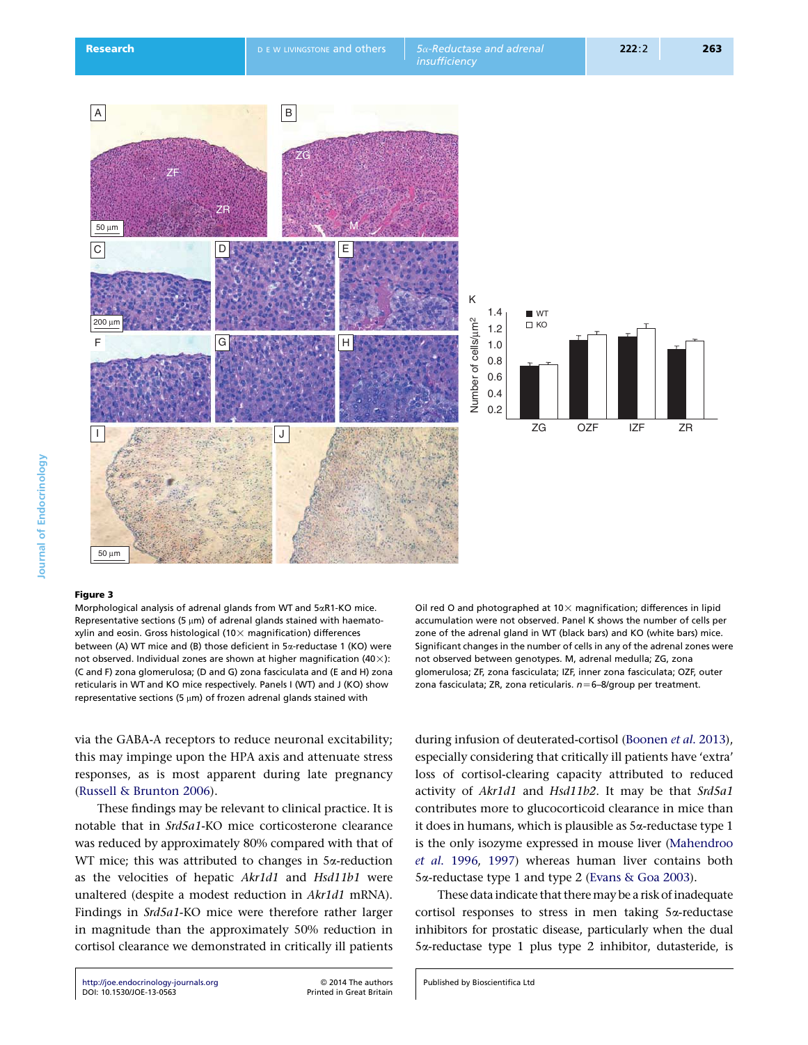A

ZF

ZR

50 μm

B

ZG

M

C

200 μm

D

E

F

G

H

I

50 μm

J

K

Number of cells/μm²

1.4
1.2
1.0
0.8
0.6
0.4
0.2

■ WT
□ KO

ZG
OZF
IZF
ZR

**Figure 3**

Morphological analysis of adrenal glands from WT and 5αR1-KO mice. Representative sections (5 μm) of adrenal glands stained with haematoxylin and eosin. Gross histological (10× magnification) differences between (A) WT mice and (B) those deficient in 5α-reductase 1 (KO) were not observed. Individual zones are shown at higher magnification (40×): (C and F) zona glomerulosa; (D and G) zona fasciculata and (E and H) zona reticularis in WT and KO mice respectively. Panels I (WT) and J (KO) show representative sections (5 μm) of frozen adrenal glands stained with Oil red O and photographed at 10× magnification; differences in lipid accumulation were not observed. Panel K shows the number of cells per zone of the adrenal gland in WT (black bars) and KO (white bars) mice. Significant changes in the number of cells in any of the adrenal zones were not observed between genotypes. M, adrenal medulla; ZG, zona glomerulosa; ZF, zona fasciculata; IZF, inner zona fasciculata; OZF, outer zona fasciculata; ZR, zona reticularis. $n$=6–8/group per treatment.

via the GABA-A receptors to reduce neuronal excitability; this may impinge upon the HPA axis and attenuate stress responses, as is most apparent during late pregnancy (Russell & Brunton 2006).

These findings may be relevant to clinical practice. It is notable that in *Srd5a1*-KO mice corticosterone clearance was reduced by approximately 80% compared with that of WT mice; this was attributed to changes in 5α-reduction as the velocities of hepatic *Akr1d1* and *Hsd11b1* were unaltered (despite a modest reduction in *Akr1d1* mRNA). Findings in *Srd5a1*-KO mice were therefore rather larger in magnitude than the approximately 50% reduction in cortisol clearance we demonstrated in critically ill patients during infusion of deuterated-cortisol (Boonen *et al.* 2013), especially considering that critically ill patients have 'extra' loss of cortisol-clearing capacity attributed to reduced activity of *Akr1d1* and *Hsd11b2*. It may be that *Srd5a1* contributes more to glucocorticoid clearance in mice than it does in humans, which is plausible as 5α-reductase type 1 is the only isozyme expressed in mouse liver (Mahendroo *et al.* 1996, 1997) whereas human liver contains both 5α-reductase type 1 and type 2 (Evans & Goa 2003).

These data indicate that there may be a risk of inadequate cortisol responses to stress in men taking 5α-reductase inhibitors for prostatic disease, particularly when the dual 5α-reductase type 1 plus type 2 inhibitor, dutasteride, is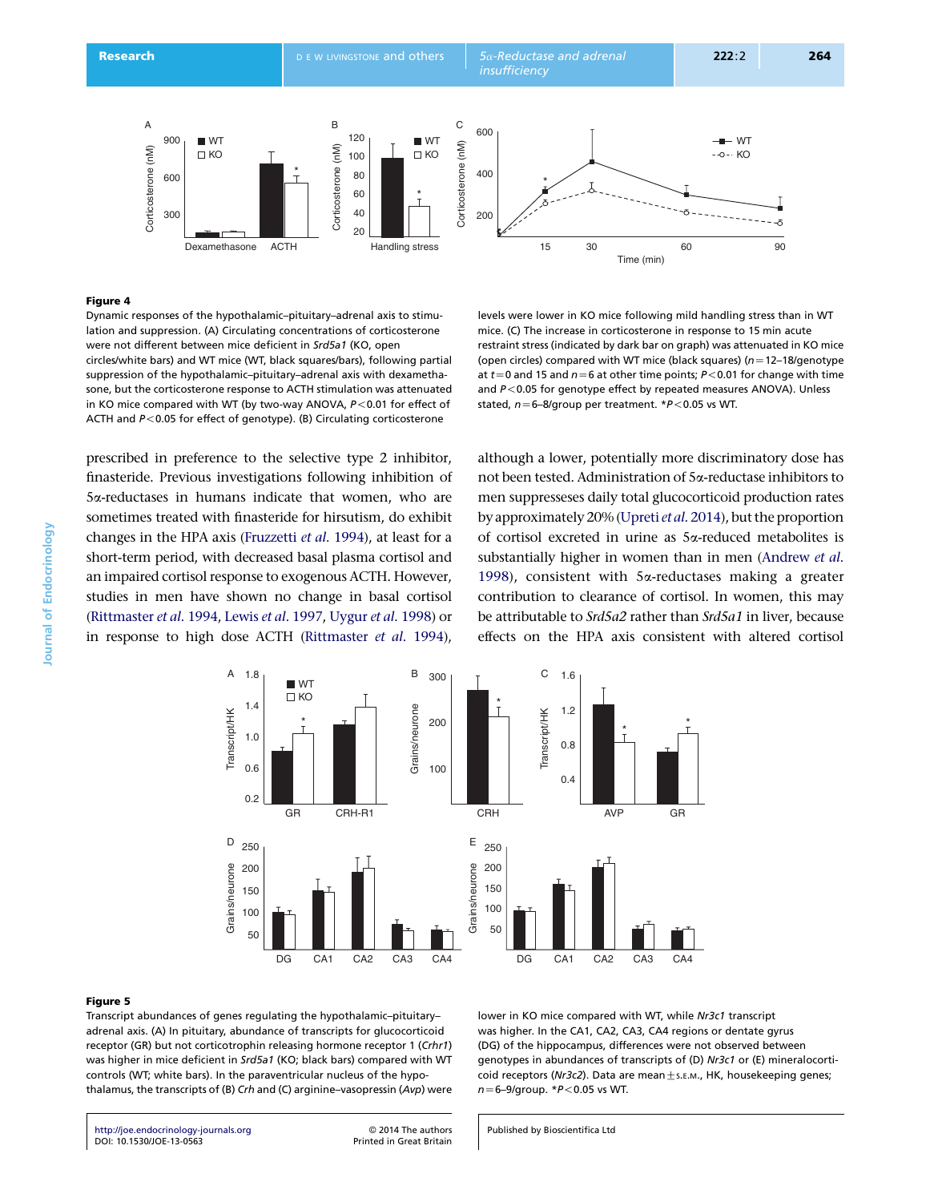A

900
600
300

Corticosterone (nM)

■ WT
□ KO

*

Dexamethasone ACTH

B

120
100
80
60
40
20

Corticosterone (nM)

■ WT
□ KO

*

Handling stress

C

600
400
200

Corticosterone (nM)

—■— WT
--○-- KO

*

15 30 60 90

Time (min)

**Figure 4**

Dynamic responses of the hypothalamic–pituitary–adrenal axis to stimulation and suppression. (A) Circulating concentrations of corticosterone were not different between mice deficient in *Srd5a1* (KO, open circles/white bars) and WT mice (WT, black squares/bars), following partial suppression of the hypothalamic–pituitary–adrenal axis with dexamethasone, but the corticosterone response to ACTH stimulation was attenuated in KO mice compared with WT (by two-way ANOVA, $P<0.01$ for effect of ACTH and $P<0.05$ for effect of genotype). (B) Circulating corticosterone levels were lower in KO mice following mild handling stress than in WT mice. (C) The increase in corticosterone in response to 15 min acute restraint stress (indicated by dark bar on graph) was attenuated in KO mice (open circles) compared with WT mice (black squares) ($n=12$–18/genotype at $t=0$ and 15 and $n=6$ at other time points; $P<0.01$ for change with time and $P<0.05$ for genotype effect by repeated measures ANOVA). Unless stated, $n=6$–8/group per treatment. *$P<0.05$ vs WT.

prescribed in preference to the selective type 2 inhibitor, finasteride. Previous investigations following inhibition of 5α-reductases in humans indicate that women, who are sometimes treated with finasteride for hirsutism, do exhibit changes in the HPA axis (Fruzzetti *et al.* 1994), at least for a short-term period, with decreased basal plasma cortisol and an impaired cortisol response to exogenous ACTH. However, studies in men have shown no change in basal cortisol (Rittmaster *et al.* 1994, Lewis *et al.* 1997, Uygur *et al.* 1998) or in response to high dose ACTH (Rittmaster *et al.* 1994), although a lower, potentially more discriminatory dose has not been tested. Administration of 5α-reductase inhibitors to men suppresseses daily total glucocorticoid production rates by approximately 20% (Upreti *et al.* 2014), but the proportion of cortisol excreted in urine as 5α-reduced metabolites is substantially higher in women than in men (Andrew *et al.* 1998), consistent with 5α-reductases making a greater contribution to clearance of cortisol. In women, this may be attributable to *Srd5a2* rather than *Srd5a1* in liver, because effects on the HPA axis consistent with altered cortisol

A

1.8
1.4
1.0
0.6
0.2

Transcript/HK

■ WT
□ KO

*

GR CRH-R1

B

300
200
100

Grains/neurone

*

CRH

C

1.6
1.2
0.8
0.4

Transcript/HK

*
*

AVP GR

D

250
200
150
100
50

Grains/neurone

DG CA1 CA2 CA3 CA4

E

250
200
150
100
50

Grains/neurone

DG CA1 CA2 CA3 CA4

**Figure 5**

Transcript abundances of genes regulating the hypothalamic–pituitary–adrenal axis. (A) In pituitary, abundance of transcripts for glucocorticoid receptor (GR) but not corticotrophin releasing hormone receptor 1 (*Crhr1*) was higher in mice deficient in *Srd5a1* (KO; black bars) compared with WT controls (WT; white bars). In the paraventricular nucleus of the hypothalamus, the transcripts of (B) *Crh* and (C) arginine–vasopressin (*Avp*) were lower in KO mice compared with WT, while *Nr3c1* transcript was higher. In the CA1, CA2, CA3, CA4 regions or dentate gyrus (DG) of the hippocampus, differences were not observed between genotypes in abundances of transcripts of (D) *Nr3c1* or (E) mineralocorticoid receptors (*Nr3c2*). Data are mean ± S.E.M., HK, housekeeping genes; $n=6$–9/group. *$P<0.05$ vs WT.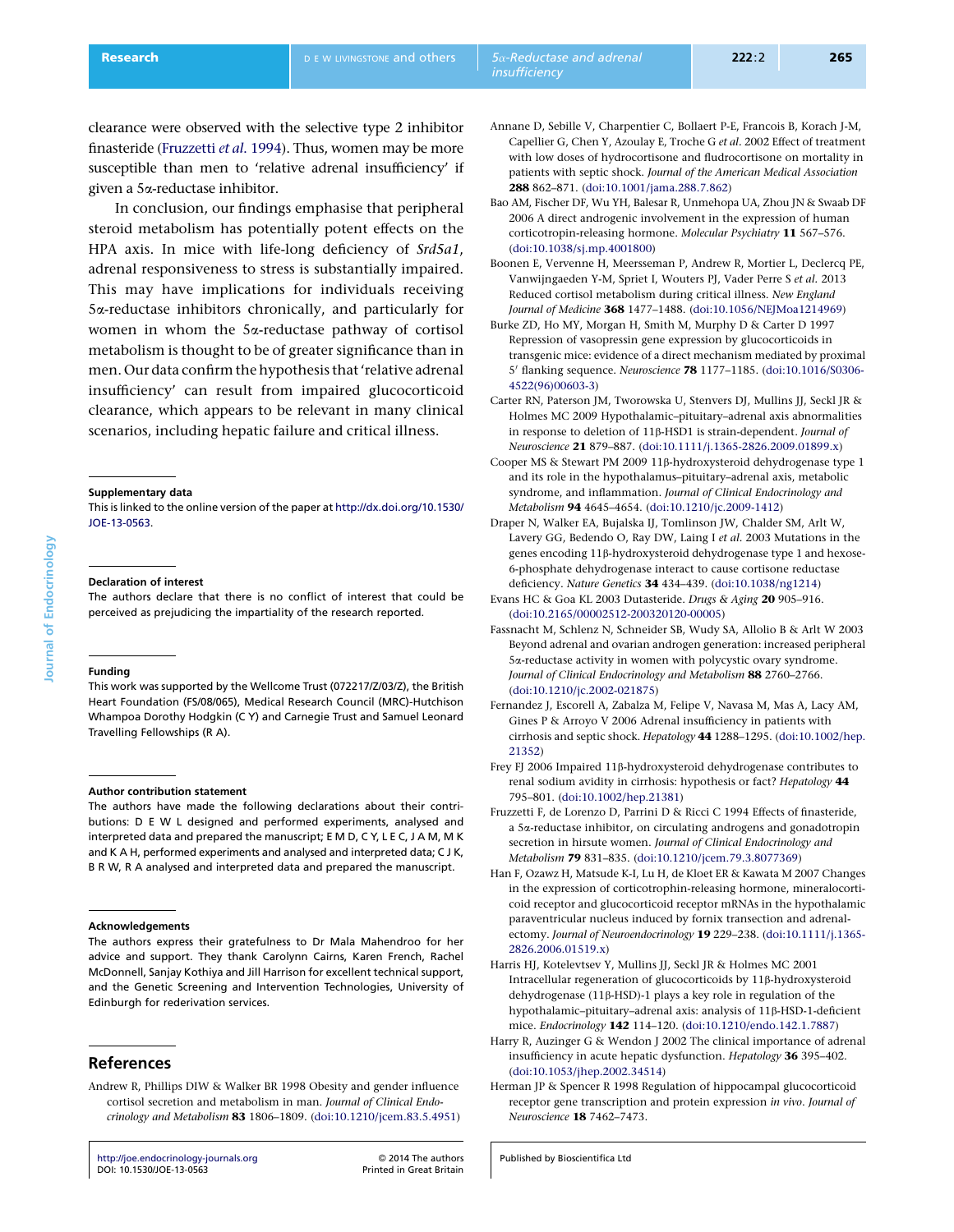clearance were observed with the selective type 2 inhibitor finasteride (Fruzzetti *et al.* 1994). Thus, women may be more susceptible than men to 'relative adrenal insufficiency' if given a 5α-reductase inhibitor.

In conclusion, our findings emphasise that peripheral steroid metabolism has potentially potent effects on the HPA axis. In mice with life-long deficiency of *Srd5a1*, adrenal responsiveness to stress is substantially impaired. This may have implications for individuals receiving 5α-reductase inhibitors chronically, and particularly for women in whom the 5α-reductase pathway of cortisol metabolism is thought to be of greater significance than in men. Our data confirm the hypothesis that 'relative adrenal insufficiency' can result from impaired glucocorticoid clearance, which appears to be relevant in many clinical scenarios, including hepatic failure and critical illness.

#### Supplementary data

This is linked to the online version of the paper at http://dx.doi.org/10.1530/JOE-13-0563.

#### Declaration of interest

The authors declare that there is no conflict of interest that could be perceived as prejudicing the impartiality of the research reported.

#### Funding

This work was supported by the Wellcome Trust (072217/Z/03/Z), the British Heart Foundation (FS/08/065), Medical Research Council (MRC)-Hutchison Whampoa Dorothy Hodgkin (C Y) and Carnegie Trust and Samuel Leonard Travelling Fellowships (R A).

#### Author contribution statement

The authors have made the following declarations about their contributions: D E W L designed and performed experiments, analysed and interpreted data and prepared the manuscript; E M D, C Y, L E C, J A M, M K and K A H, performed experiments and analysed and interpreted data; C J K, B R W, R A analysed and interpreted data and prepared the manuscript.

#### Acknowledgements

The authors express their gratefulness to Dr Mala Mahendroo for her advice and support. They thank Carolynn Cairns, Karen French, Rachel McDonnell, Sanjay Kothiya and Jill Harrison for excellent technical support, and the Genetic Screening and Intervention Technologies, University of Edinburgh for rederivation services.

## References

Andrew R, Phillips DIW & Walker BR 1998 Obesity and gender influence cortisol secretion and metabolism in man. *Journal of Clinical Endocrinology and Metabolism* **83** 1806–1809. (doi:10.1210/jcem.83.5.4951)

Annane D, Sebille V, Charpentier C, Bollaert P-E, Francois B, Korach J-M, Capellier G, Chen Y, Azoulay E, Troche G *et al.* 2002 Effect of treatment with low doses of hydrocortisone and fludrocortisone on mortality in patients with septic shock. *Journal of the American Medical Association* **288** 862–871. (doi:10.1001/jama.288.7.862)

Bao AM, Fischer DF, Wu YH, Balesar R, Unmehopa UA, Zhou JN & Swaab DF 2006 A direct androgenic involvement in the expression of human corticotropin-releasing hormone. *Molecular Psychiatry* **11** 567–576. (doi:10.1038/sj.mp.4001800)

Boonen E, Vervenne H, Meersseman P, Andrew R, Mortier L, Declercq PE, Vanwijngaeden Y-M, Spriet I, Wouters PJ, Vader Perre S *et al.* 2013 Reduced cortisol metabolism during critical illness. *New England Journal of Medicine* **368** 1477–1488. (doi:10.1056/NEJMoa1214969)

Burke ZD, Ho MY, Morgan H, Smith M, Murphy D & Carter D 1997 Repression of vasopressin gene expression by glucocorticoids in transgenic mice: evidence of a direct mechanism mediated by proximal 5′ flanking sequence. *Neuroscience* **78** 1177–1185. (doi:10.1016/S0306-4522(96)00603-3)

Carter RN, Paterson JM, Tworowska U, Stenvers DJ, Mullins JJ, Seckl JR & Holmes MC 2009 Hypothalamic–pituitary–adrenal axis abnormalities in response to deletion of 11β-HSD1 is strain-dependent. *Journal of Neuroscience* **21** 879–887. (doi:10.1111/j.1365-2826.2009.01899.x)

Cooper MS & Stewart PM 2009 11β-hydroxysteroid dehydrogenase type 1 and its role in the hypothalamus–pituitary–adrenal axis, metabolic syndrome, and inflammation. *Journal of Clinical Endocrinology and Metabolism* **94** 4645–4654. (doi:10.1210/jc.2009-1412)

Draper N, Walker EA, Bujalska IJ, Tomlinson JW, Chalder SM, Arlt W, Lavery GG, Bedendo O, Ray DW, Laing I *et al.* 2003 Mutations in the genes encoding 11β-hydroxysteroid dehydrogenase type 1 and hexose-6-phosphate dehydrogenase interact to cause cortisone reductase deficiency. *Nature Genetics* **34** 434–439. (doi:10.1038/ng1214)

Evans HC & Goa KL 2003 Dutasteride. *Drugs & Aging* **20** 905–916. (doi:10.2165/00002512-200320120-00005)

Fassnacht M, Schlenz N, Schneider SB, Wudy SA, Allolio B & Arlt W 2003 Beyond adrenal and ovarian androgen generation: increased peripheral 5α-reductase activity in women with polycystic ovary syndrome. *Journal of Clinical Endocrinology and Metabolism* **88** 2760–2766. (doi:10.1210/jc.2002-021875)

Fernandez J, Escorell A, Zabalza M, Felipe V, Navasa M, Mas A, Lacy AM, Gines P & Arroyo V 2006 Adrenal insufficiency in patients with cirrhosis and septic shock. *Hepatology* **44** 1288–1295. (doi:10.1002/hep.21352)

Frey FJ 2006 Impaired 11β-hydroxysteroid dehydrogenase contributes to renal sodium avidity in cirrhosis: hypothesis or fact? *Hepatology* **44** 795–801. (doi:10.1002/hep.21381)

Fruzzetti F, de Lorenzo D, Parrini D & Ricci C 1994 Effects of finasteride, a 5α-reductase inhibitor, on circulating androgens and gonadotropin secretion in hirsute women. *Journal of Clinical Endocrinology and Metabolism* **79** 831–835. (doi:10.1210/jcem.79.3.8077369)

Han F, Ozawz H, Matsude K-I, Lu H, de Kloet ER & Kawata M 2007 Changes in the expression of corticotrophin-releasing hormone, mineralocorticoid receptor and glucocorticoid receptor mRNAs in the hypothalamic paraventricular nucleus induced by fornix transection and adrenalectomy. *Journal of Neuroendocrinology* **19** 229–238. (doi:10.1111/j.1365-2826.2006.01519.x)

Harris HJ, Kotelevtsev Y, Mullins JJ, Seckl JR & Holmes MC 2001 Intracellular regeneration of glucocorticoids by 11β-hydroxysteroid dehydrogenase (11β-HSD)-1 plays a key role in regulation of the hypothalamic–pituitary–adrenal axis: analysis of 11β-HSD-1-deficient mice. *Endocrinology* **142** 114–120. (doi:10.1210/endo.142.1.7887)

Harry R, Auzinger G & Wendon J 2002 The clinical importance of adrenal insufficiency in acute hepatic dysfunction. *Hepatology* **36** 395–402. (doi:10.1053/jhep.2002.34514)

Herman JP & Spencer R 1998 Regulation of hippocampal glucocorticoid receptor gene transcription and protein expression *in vivo*. *Journal of Neuroscience* **18** 7462–7473.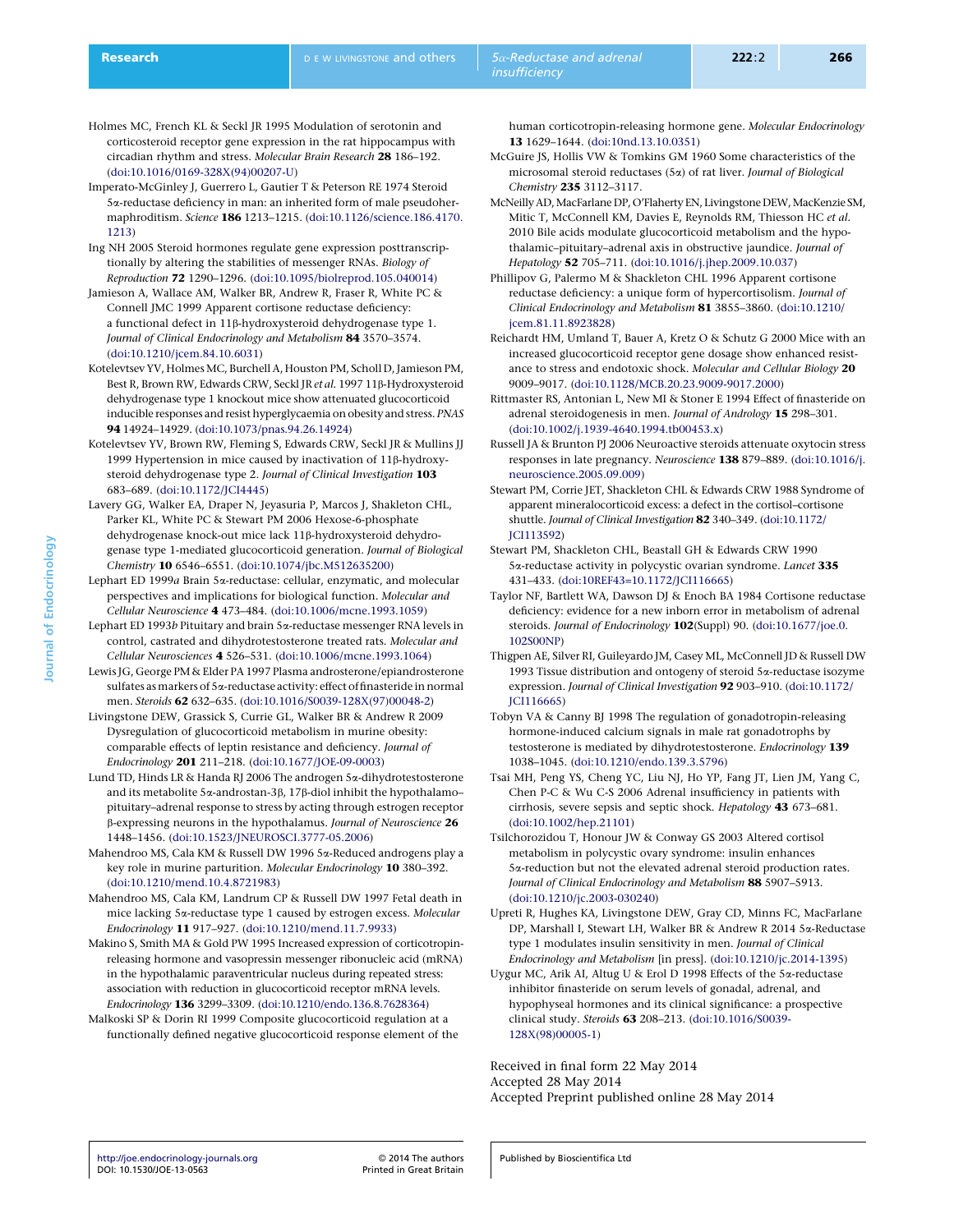Holmes MC, French KL & Seckl JR 1995 Modulation of serotonin and corticosteroid receptor gene expression in the rat hippocampus with circadian rhythm and stress. *Molecular Brain Research* **28** 186–192. (doi:10.1016/0169-328X(94)00207-U)

Imperato-McGinley J, Guerrero L, Gautier T & Peterson RE 1974 Steroid 5α-reductase deficiency in man: an inherited form of male pseudohermaphroditism. *Science* **186** 1213–1215. (doi:10.1126/science.186.4170.1213)

Ing NH 2005 Steroid hormones regulate gene expression posttranscriptionally by altering the stabilities of messenger RNAs. *Biology of Reproduction* **72** 1290–1296. (doi:10.1095/biolreprod.105.040014)

Jamieson A, Wallace AM, Walker BR, Andrew R, Fraser R, White PC & Connell JMC 1999 Apparent cortisone reductase deficiency: a functional defect in 11β-hydroxysteroid dehydrogenase type 1. *Journal of Clinical Endocrinology and Metabolism* **84** 3570–3574. (doi:10.1210/jcem.84.10.6031)

Kotelevtsev YV, Holmes MC, Burchell A, Houston PM, Scholl D, Jamieson PM, Best R, Brown RW, Edwards CRW, Seckl JR *et al.* 1997 11β-Hydroxysteroid dehydrogenase type 1 knockout mice show attenuated glucocorticoid inducible responses and resist hyperglycaemia on obesity and stress. *PNAS* **94** 14924–14929. (doi:10.1073/pnas.94.26.14924)

Kotelevtsev YV, Brown RW, Fleming S, Edwards CRW, Seckl JR & Mullins JJ 1999 Hypertension in mice caused by inactivation of 11β-hydroxysteroid dehydrogenase type 2. *Journal of Clinical Investigation* **103** 683–689. (doi:10.1172/JCI4445)

Lavery GG, Walker EA, Draper N, Jeyasuria P, Marcos J, Shakleton CHL, Parker KL, White PC & Stewart PM 2006 Hexose-6-phosphate dehydrogenase knock-out mice lack 11β-hydroxysteroid dehydrogenase type 1-mediated glucocorticoid generation. *Journal of Biological Chemistry* **10** 6546–6551. (doi:10.1074/jbc.M512635200)

Lephart ED 1999*a* Brain 5α-reductase: cellular, enzymatic, and molecular perspectives and implications for biological function. *Molecular and Cellular Neuroscience* **4** 473–484. (doi:10.1006/mcne.1993.1059)

Lephart ED 1993*b* Pituitary and brain 5α-reductase messenger RNA levels in control, castrated and dihydrotestosterone treated rats. *Molecular and Cellular Neurosciences* **4** 526–531. (doi:10.1006/mcne.1993.1064)

Lewis JG, George PM & Elder PA 1997 Plasma androsterone/epiandrosterone sulfates as markers of 5α-reductase activity: effect of finasteride in normal men. *Steroids* **62** 632–635. (doi:10.1016/S0039-128X(97)00048-2)

Livingstone DEW, Grassick S, Currie GL, Walker BR & Andrew R 2009 Dysregulation of glucocorticoid metabolism in murine obesity: comparable effects of leptin resistance and deficiency. *Journal of Endocrinology* **201** 211–218. (doi:10.1677/JOE-09-0003)

Lund TD, Hinds LR & Handa RJ 2006 The androgen 5α-dihydrotestosterone and its metabolite 5α-androstan-3β, 17β-diol inhibit the hypothalamo–pituitary–adrenal response to stress by acting through estrogen receptor β-expressing neurons in the hypothalamus. *Journal of Neuroscience* **26** 1448–1456. (doi:10.1523/JNEUROSCI.3777-05.2006)

Mahendroo MS, Cala KM & Russell DW 1996 5α-Reduced androgens play a key role in murine parturition. *Molecular Endocrinology* **10** 380–392. (doi:10.1210/mend.10.4.8721983)

Mahendroo MS, Cala KM, Landrum CP & Russell DW 1997 Fetal death in mice lacking 5α-reductase type 1 caused by estrogen excess. *Molecular Endocrinology* **11** 917–927. (doi:10.1210/mend.11.7.9933)

Makino S, Smith MA & Gold PW 1995 Increased expression of corticotropin-releasing hormone and vasopressin messenger ribonucleic acid (mRNA) in the hypothalamic paraventricular nucleus during repeated stress: association with reduction in glucocorticoid receptor mRNA levels. *Endocrinology* **136** 3299–3309. (doi:10.1210/endo.136.8.7628364)

Malkoski SP & Dorin RI 1999 Composite glucocorticoid regulation at a functionally defined negative glucocorticoid response element of the human corticotropin-releasing hormone gene. *Molecular Endocrinology* **13** 1629–1644. (doi:10nd.13.10.0351)

McGuire JS, Hollis VW & Tomkins GM 1960 Some characteristics of the microsomal steroid reductases (5α) of rat liver. *Journal of Biological Chemistry* **235** 3112–3117.

McNeilly AD, MacFarlane DP, O'Flaherty EN, Livingstone DEW, MacKenzie SM, Mitic T, McConnell KM, Davies E, Reynolds RM, Thiesson HC *et al.* 2010 Bile acids modulate glucocorticoid metabolism and the hypothalamic–pituitary–adrenal axis in obstructive jaundice. *Journal of Hepatology* **52** 705–711. (doi:10.1016/j.jhep.2009.10.037)

Phillipov G, Palermo M & Shackleton CHL 1996 Apparent cortisone reductase deficiency: a unique form of hypercortisolism. *Journal of Clinical Endocrinology and Metabolism* **81** 3855–3860. (doi:10.1210/jcem.81.11.8923828)

Reichardt HM, Umland T, Bauer A, Kretz O & Schutz G 2000 Mice with an increased glucocorticoid receptor gene dosage show enhanced resistance to stress and endotoxic shock. *Molecular and Cellular Biology* **20** 9009–9017. (doi:10.1128/MCB.20.23.9009-9017.2000)

Rittmaster RS, Antonian L, New MI & Stoner E 1994 Effect of finasteride on adrenal steroidogenesis in men. *Journal of Andrology* **15** 298–301. (doi:10.1002/j.1939-4640.1994.tb00453.x)

Russell JA & Brunton PJ 2006 Neuroactive steroids attenuate oxytocin stress responses in late pregnancy. *Neuroscience* **138** 879–889. (doi:10.1016/j.neuroscience.2005.09.009)

Stewart PM, Corrie JET, Shackleton CHL & Edwards CRW 1988 Syndrome of apparent mineralocorticoid excess: a defect in the cortisol–cortisone shuttle. *Journal of Clinical Investigation* **82** 340–349. (doi:10.1172/JCI113592)

Stewart PM, Shackleton CHL, Beastall GH & Edwards CRW 1990 5α-reductase activity in polycystic ovarian syndrome. *Lancet* **335** 431–433. (doi:10REF43=10.1172/JCI116665)

Taylor NF, Bartlett WA, Dawson DJ & Enoch BA 1984 Cortisone reductase deficiency: evidence for a new inborn error in metabolism of adrenal steroids. *Journal of Endocrinology* **102**(Suppl) 90. (doi:10.1677/joe.0.102S00NP)

Thigpen AE, Silver RI, Guileyardo JM, Casey ML, McConnell JD & Russell DW 1993 Tissue distribution and ontogeny of steroid 5α-reductase isozyme expression. *Journal of Clinical Investigation* **92** 903–910. (doi:10.1172/JCI116665)

Tobyn VA & Canny BJ 1998 The regulation of gonadotropin-releasing hormone-induced calcium signals in male rat gonadotrophs by testosterone is mediated by dihydrotestosterone. *Endocrinology* **139** 1038–1045. (doi:10.1210/endo.139.3.5796)

Tsai MH, Peng YS, Cheng YC, Liu NJ, Ho YP, Fang JT, Lien JM, Yang C, Chen P-C & Wu C-S 2006 Adrenal insufficiency in patients with cirrhosis, severe sepsis and septic shock. *Hepatology* **43** 673–681. (doi:10.1002/hep.21101)

Tsilchorozidou T, Honour JW & Conway GS 2003 Altered cortisol metabolism in polycystic ovary syndrome: insulin enhances 5α-reduction but not the elevated adrenal steroid production rates. *Journal of Clinical Endocrinology and Metabolism* **88** 5907–5913. (doi:10.1210/jc.2003-030240)

Upreti R, Hughes KA, Livingstone DEW, Gray CD, Minns FC, MacFarlane DP, Marshall I, Stewart LH, Walker BR & Andrew R 2014 5α-Reductase type 1 modulates insulin sensitivity in men. *Journal of Clinical Endocrinology and Metabolism* [in press]. (doi:10.1210/jc.2014-1395)

Uygur MC, Arik AI, Altug U & Erol D 1998 Effects of the 5α-reductase inhibitor finasteride on serum levels of gonadal, adrenal, and hypophyseal hormones and its clinical significance: a prospective clinical study. *Steroids* **63** 208–213. (doi:10.1016/S0039-128X(98)00005-1)

Received in final form 22 May 2014
Accepted 28 May 2014
Accepted Preprint published online 28 May 2014